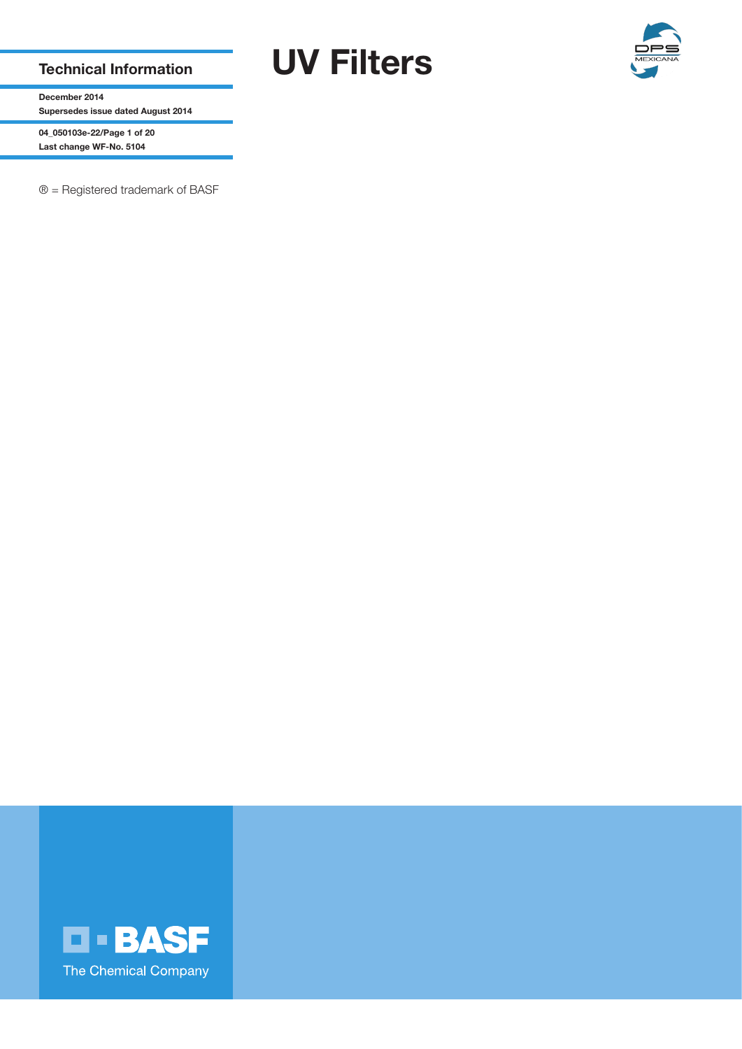# UV Filters

**Technical Information**

**December 2014**
**Supersedes issue dated August 2014**

**04_050103e-22/Page 1 of 20**
**Last change WF-No. 5104**

® = Registered trademark of BASF

BASF
The Chemical Company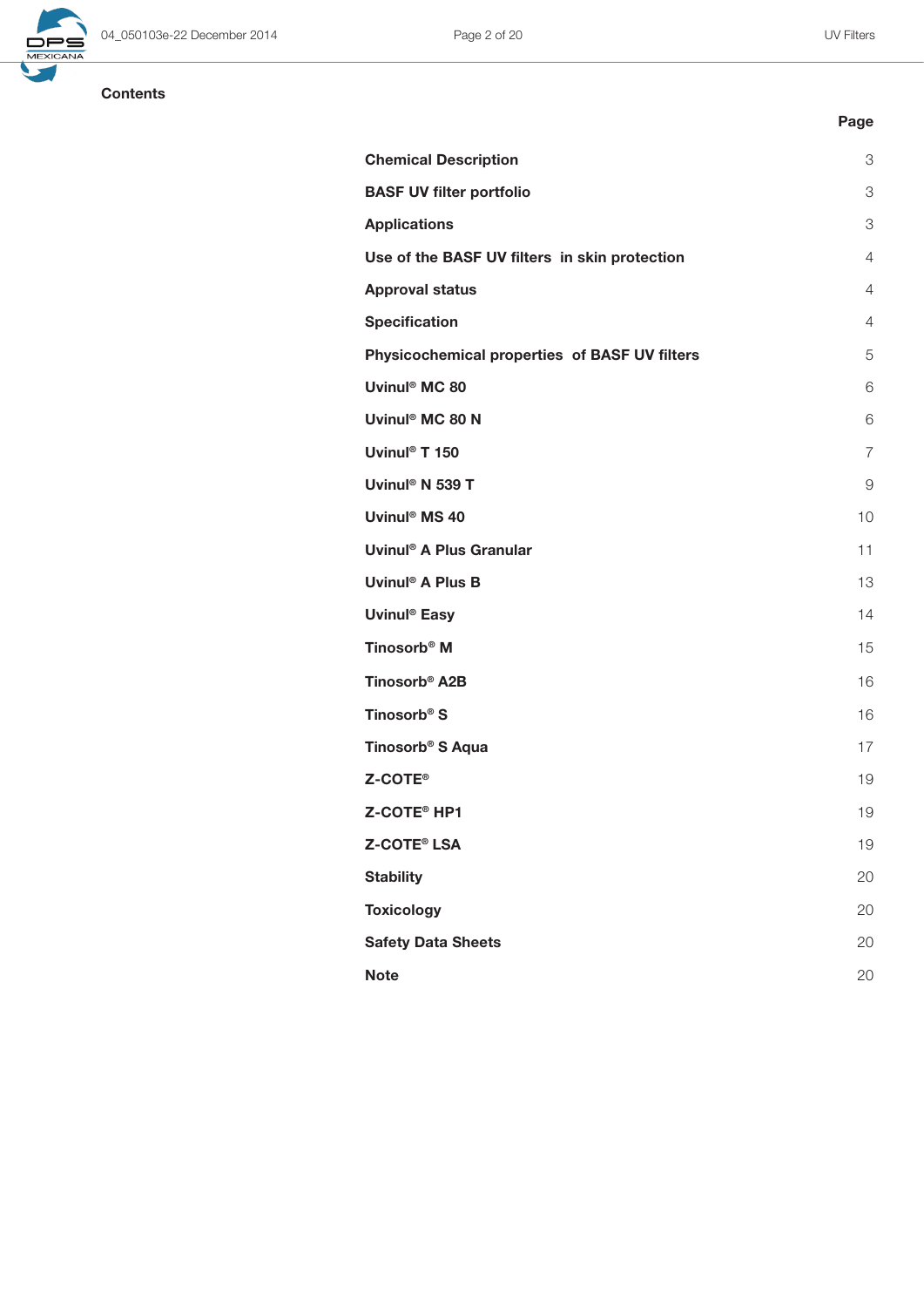## Contents

| | Page |
|---|---|
| **Chemical Description** | 3 |
| **BASF UV filter portfolio** | 3 |
| **Applications** | 3 |
| **Use of the BASF UV filters in skin protection** | 4 |
| **Approval status** | 4 |
| **Specification** | 4 |
| **Physicochemical properties of BASF UV filters** | 5 |
| **Uvinul® MC 80** | 6 |
| **Uvinul® MC 80 N** | 6 |
| **Uvinul® T 150** | 7 |
| **Uvinul® N 539 T** | 9 |
| **Uvinul® MS 40** | 10 |
| **Uvinul® A Plus Granular** | 11 |
| **Uvinul® A Plus B** | 13 |
| **Uvinul® Easy** | 14 |
| **Tinosorb® M** | 15 |
| **Tinosorb® A2B** | 16 |
| **Tinosorb® S** | 16 |
| **Tinosorb® S Aqua** | 17 |
| **Z-COTE®** | 19 |
| **Z-COTE® HP1** | 19 |
| **Z-COTE® LSA** | 19 |
| **Stability** | 20 |
| **Toxicology** | 20 |
| **Safety Data Sheets** | 20 |
| **Note** | 20 |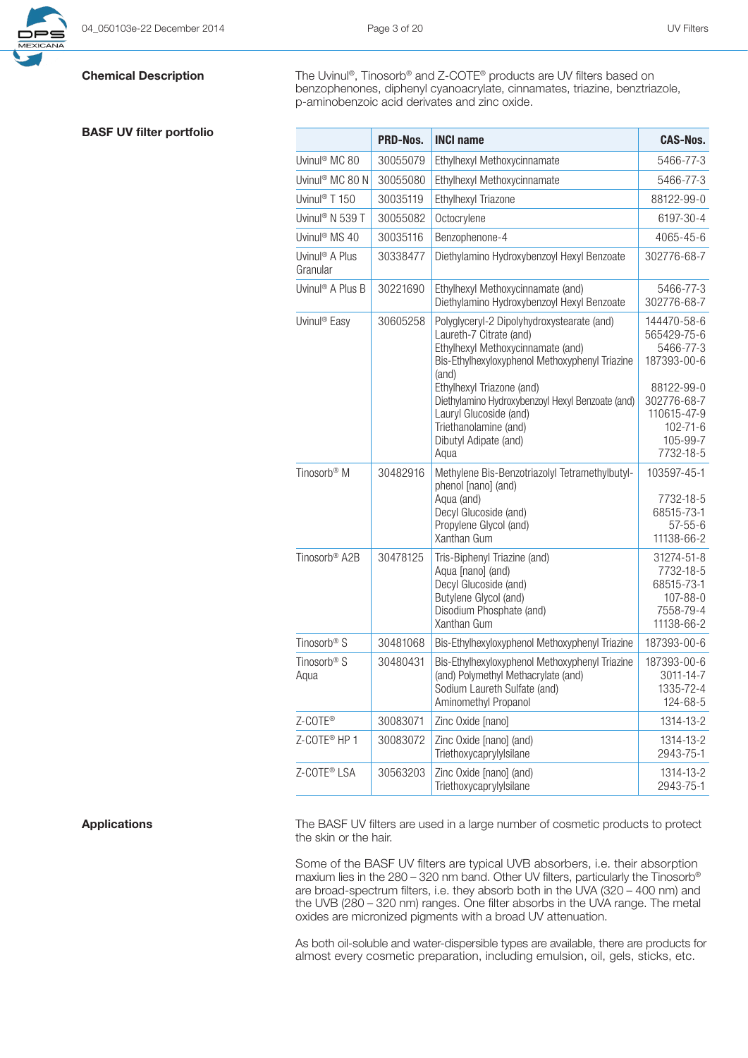## Chemical Description

The Uvinul®, Tinosorb® and Z-COTE® products are UV filters based on benzophenones, diphenyl cyanoacrylate, cinnamates, triazine, benztriazole, p-aminobenzoic acid derivates and zinc oxide.

## BASF UV filter portfolio

| | PRD-Nos. | INCI name | CAS-Nos. |
|---|---|---|---|
| Uvinul® MC 80 | 30055079 | Ethylhexyl Methoxycinnamate | 5466-77-3 |
| Uvinul® MC 80 N | 30055080 | Ethylhexyl Methoxycinnamate | 5466-77-3 |
| Uvinul® T 150 | 30035119 | Ethylhexyl Triazone | 88122-99-0 |
| Uvinul® N 539 T | 30055082 | Octocrylene | 6197-30-4 |
| Uvinul® MS 40 | 30035116 | Benzophenone-4 | 4065-45-6 |
| Uvinul® A Plus Granular | 30338477 | Diethylamino Hydroxybenzoyl Hexyl Benzoate | 302776-68-7 |
| Uvinul® A Plus B | 30221690 | Ethylhexyl Methoxycinnamate (and)<br>Diethylamino Hydroxybenzoyl Hexyl Benzoate | 5466-77-3<br>302776-68-7 |
| Uvinul® Easy | 30605258 | Polyglyceryl-2 Dipolyhydroxystearate (and)<br>Laureth-7 Citrate (and)<br>Ethylhexyl Methoxycinnamate (and)<br>Bis-Ethylhexyloxyphenol Methoxyphenyl Triazine (and)<br>Ethylhexyl Triazone (and)<br>Diethylamino Hydroxybenzoyl Hexyl Benzoate (and)<br>Lauryl Glucoside (and)<br>Triethanolamine (and)<br>Dibutyl Adipate (and)<br>Aqua | 144470-58-6<br>565429-75-6<br>5466-77-3<br>187393-00-6<br>88122-99-0<br>302776-68-7<br>110615-47-9<br>102-71-6<br>105-99-7<br>7732-18-5 |
| Tinosorb® M | 30482916 | Methylene Bis-Benzotriazolyl Tetramethylbutyl-phenol [nano] (and)<br>Aqua (and)<br>Decyl Glucoside (and)<br>Propylene Glycol (and)<br>Xanthan Gum | 103597-45-1<br>7732-18-5<br>68515-73-1<br>57-55-6<br>11138-66-2 |
| Tinosorb® A2B | 30478125 | Tris-Biphenyl Triazine (and)<br>Aqua [nano] (and)<br>Decyl Glucoside (and)<br>Butylene Glycol (and)<br>Disodium Phosphate (and)<br>Xanthan Gum | 31274-51-8<br>7732-18-5<br>68515-73-1<br>107-88-0<br>7558-79-4<br>11138-66-2 |
| Tinosorb® S | 30481068 | Bis-Ethylhexyloxyphenol Methoxyphenyl Triazine | 187393-00-6 |
| Tinosorb® S Aqua | 30480431 | Bis-Ethylhexyloxyphenol Methoxyphenyl Triazine (and) Polymethyl Methacrylate (and)<br>Sodium Laureth Sulfate (and)<br>Aminomethyl Propanol | 187393-00-6<br>3011-14-7<br>1335-72-4<br>124-68-5 |
| Z-COTE® | 30083071 | Zinc Oxide [nano] | 1314-13-2 |
| Z-COTE® HP 1 | 30083072 | Zinc Oxide [nano] (and)<br>Triethoxycaprylylsilane | 1314-13-2<br>2943-75-1 |
| Z-COTE® LSA | 30563203 | Zinc Oxide [nano] (and)<br>Triethoxycaprylylsilane | 1314-13-2<br>2943-75-1 |

## Applications

The BASF UV filters are used in a large number of cosmetic products to protect the skin or the hair.

Some of the BASF UV filters are typical UVB absorbers, i.e. their absorption maxium lies in the 280 – 320 nm band. Other UV filters, particularly the Tinosorb® are broad-spectrum filters, i.e. they absorb both in the UVA (320 – 400 nm) and the UVB (280 – 320 nm) ranges. One filter absorbs in the UVA range. The metal oxides are micronized pigments with a broad UV attenuation.

As both oil-soluble and water-dispersible types are available, there are products for almost every cosmetic preparation, including emulsion, oil, gels, sticks, etc.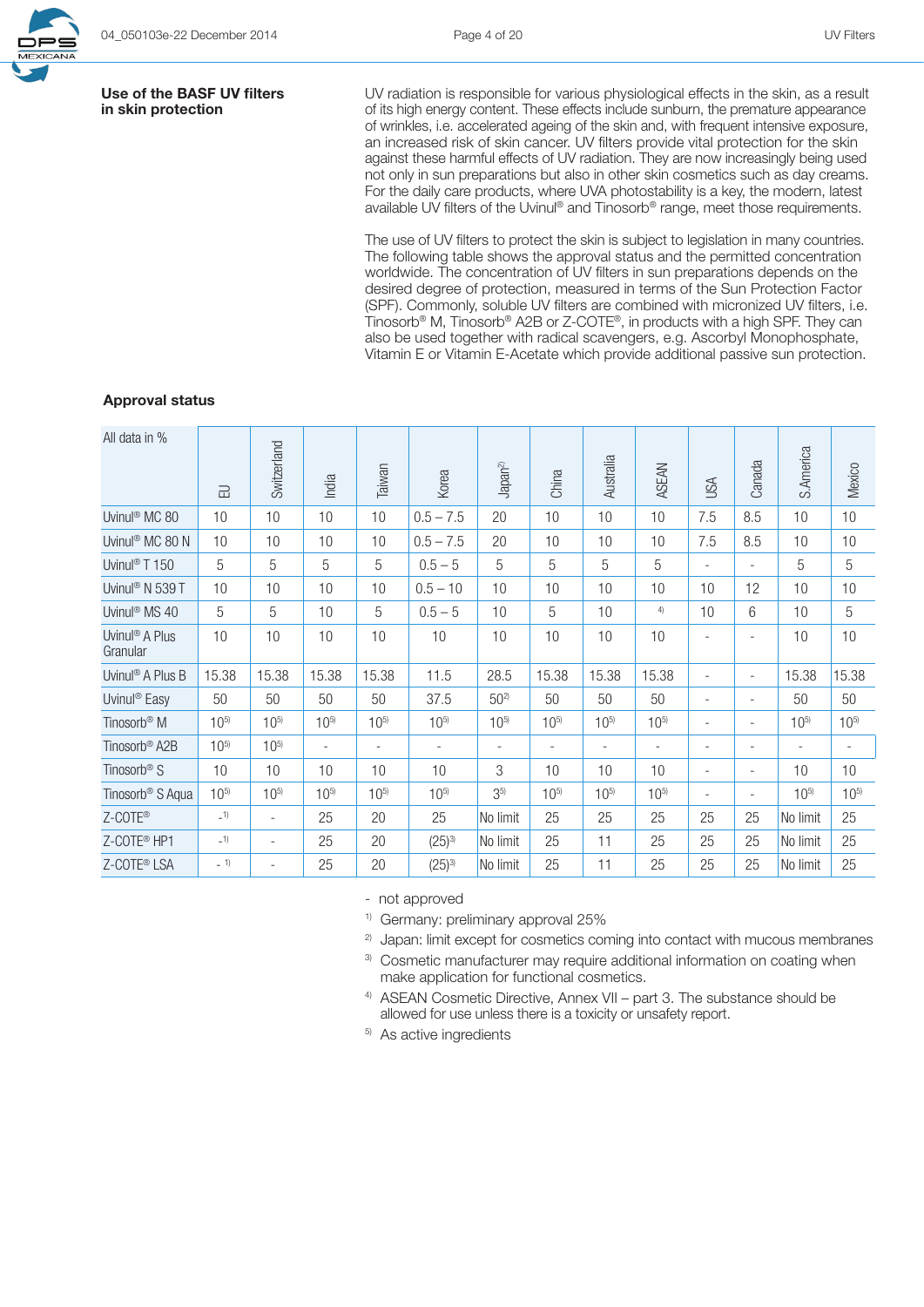## Use of the BASF UV filters in skin protection

UV radiation is responsible for various physiological effects in the skin, as a result of its high energy content. These effects include sunburn, the premature appearance of wrinkles, i.e. accelerated ageing of the skin and, with frequent intensive exposure, an increased risk of skin cancer. UV filters provide vital protection for the skin against these harmful effects of UV radiation. They are now increasingly being used not only in sun preparations but also in other skin cosmetics such as day creams. For the daily care products, where UVA photostability is a key, the modern, latest available UV filters of the Uvinul® and Tinosorb® range, meet those requirements.

The use of UV filters to protect the skin is subject to legislation in many countries. The following table shows the approval status and the permitted concentration worldwide. The concentration of UV filters in sun preparations depends on the desired degree of protection, measured in terms of the Sun Protection Factor (SPF). Commonly, soluble UV filters are combined with micronized UV filters, i.e. Tinosorb® M, Tinosorb® A2B or Z-COTE®, in products with a high SPF. They can also be used together with radical scavengers, e.g. Ascorbyl Monophosphate, Vitamin E or Vitamin E-Acetate which provide additional passive sun protection.

### Approval status

| All data in % | EU | Switzerland | India | Taiwan | Korea | Japan[2] | China | Australia | ASEAN | USA | Canada | S.America | Mexico |
|---|---|---|---|---|---|---|---|---|---|---|---|---|---|
| Uvinul® MC 80 | 10 | 10 | 10 | 10 | 0.5 – 7.5 | 20 | 10 | 10 | 10 | 7.5 | 8.5 | 10 | 10 |
| Uvinul® MC 80 N | 10 | 10 | 10 | 10 | 0.5 – 7.5 | 20 | 10 | 10 | 10 | 7.5 | 8.5 | 10 | 10 |
| Uvinul® T 150 | 5 | 5 | 5 | 5 | 0.5 – 5 | 5 | 5 | 5 | 5 | - | - | 5 | 5 |
| Uvinul® N 539 T | 10 | 10 | 10 | 10 | 0.5 – 10 | 10 | 10 | 10 | 10 | 10 | 12 | 10 | 10 |
| Uvinul® MS 40 | 5 | 5 | 10 | 5 | 0.5 – 5 | 10 | 5 | 10 | [4] | 10 | 6 | 10 | 5 |
| Uvinul® A Plus Granular | 10 | 10 | 10 | 10 | 10 | 10 | 10 | 10 | 10 | - | - | 10 | 10 |
| Uvinul® A Plus B | 15.38 | 15.38 | 15.38 | 15.38 | 11.5 | 28.5 | 15.38 | 15.38 | 15.38 | - | - | 15.38 | 15.38 |
| Uvinul® Easy | 50 | 50 | 50 | 50 | 37.5 | 50[2] | 50 | 50 | 50 | - | - | 50 | 50 |
| Tinosorb® M | 10[5] | 10[5] | 10[5] | 10[5] | 10[5] | 10[5] | 10[5] | 10[5] | 10[5] | - | - | 10[5] | 10[5] |
| Tinosorb® A2B | 10[5] | 10[5] | - | - | - | - | - | - | - | - | - | - | - |
| Tinosorb® S | 10 | 10 | 10 | 10 | 10 | 3 | 10 | 10 | 10 | - | - | 10 | 10 |
| Tinosorb® S Aqua | 10[5] | 10[5] | 10[5] | 10[5] | 10[5] | 3[5] | 10[5] | 10[5] | 10[5] | - | - | 10[5] | 10[5] |
| Z-COTE® | -[1] | - | 25 | 20 | 25 | No limit | 25 | 25 | 25 | 25 | 25 | No limit | 25 |
| Z-COTE® HP1 | -[1] | - | 25 | 20 | (25)[3] | No limit | 25 | 11 | 25 | 25 | 25 | No limit | 25 |
| Z-COTE® LSA | -[1] | - | 25 | 20 | (25)[3] | No limit | 25 | 11 | 25 | 25 | 25 | No limit | 25 |

- not approved

[1] Germany: preliminary approval 25%

[2] Japan: limit except for cosmetics coming into contact with mucous membranes

[3] Cosmetic manufacturer may require additional information on coating when make application for functional cosmetics.

[4] ASEAN Cosmetic Directive, Annex VII – part 3. The substance should be allowed for use unless there is a toxicity or unsafety report.

[5] As active ingredients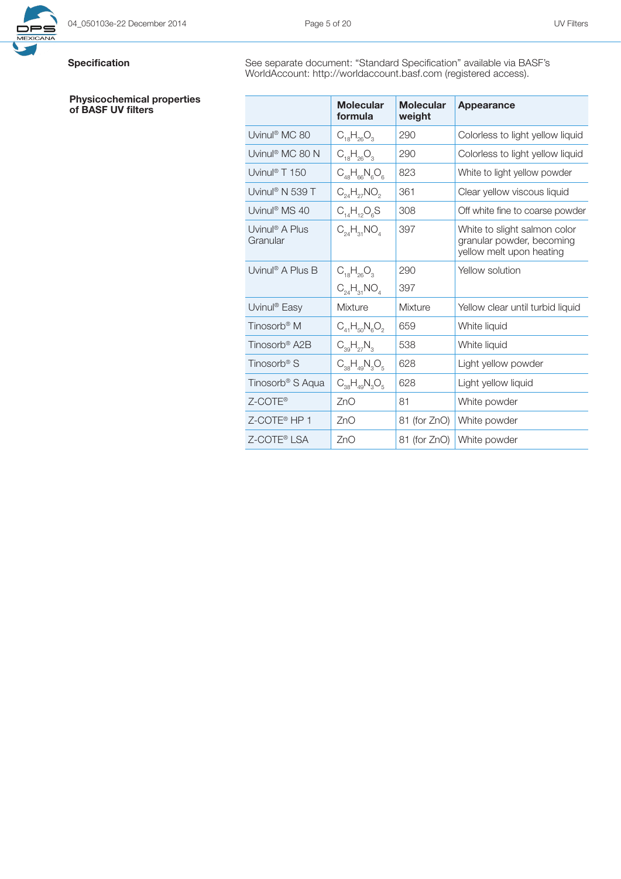## Specification

See separate document: “Standard Specification” available via BASF’s WorldAccount: http://worldaccount.basf.com (registered access).

## Physicochemical properties of BASF UV filters

| | Molecular formula | Molecular weight | Appearance |
|---|---|---|---|
| Uvinul® MC 80 | $C_{18}H_{26}O_3$ | 290 | Colorless to light yellow liquid |
| Uvinul® MC 80 N | $C_{18}H_{26}O_3$ | 290 | Colorless to light yellow liquid |
| Uvinul® T 150 | $C_{48}H_{66}N_6O_6$ | 823 | White to light yellow powder |
| Uvinul® N 539 T | $C_{24}H_{27}NO_2$ | 361 | Clear yellow viscous liquid |
| Uvinul® MS 40 | $C_{14}H_{12}O_6S$ | 308 | Off white fine to coarse powder |
| Uvinul® A Plus Granular | $C_{24}H_{31}NO_4$ | 397 | White to slight salmon color granular powder, becoming yellow melt upon heating |
| Uvinul® A Plus B | $C_{18}H_{26}O_3$<br>$C_{24}H_{31}NO_4$ | 290<br>397 | Yellow solution |
| Uvinul® Easy | Mixture | Mixture | Yellow clear until turbid liquid |
| Tinosorb® M | $C_{41}H_{50}N_6O_2$ | 659 | White liquid |
| Tinosorb® A2B | $C_{39}H_{27}N_3$ | 538 | White liquid |
| Tinosorb® S | $C_{38}H_{49}N_3O_5$ | 628 | Light yellow powder |
| Tinosorb® S Aqua | $C_{38}H_{49}N_3O_5$ | 628 | Light yellow liquid |
| Z-COTE® | ZnO | 81 | White powder |
| Z-COTE® HP 1 | ZnO | 81 (for ZnO) | White powder |
| Z-COTE® LSA | ZnO | 81 (for ZnO) | White powder |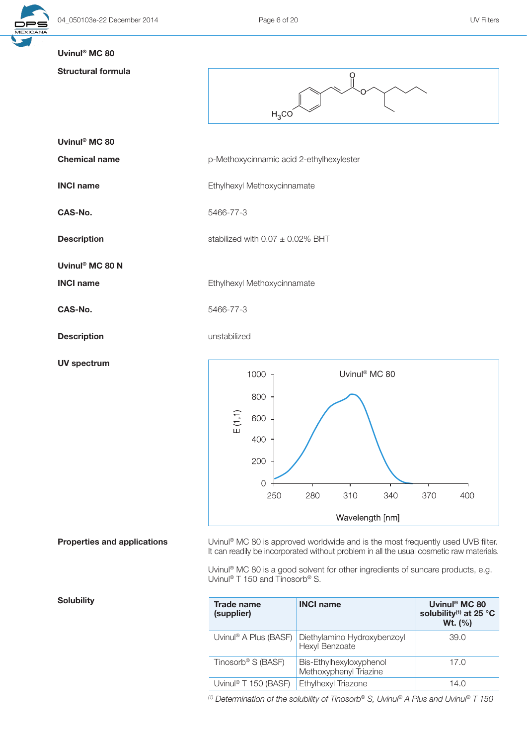## Uvinul® MC 80

**Structural formula**

## Uvinul® MC 80

**Chemical name** p-Methoxycinnamic acid 2-ethylhexylester

**INCI name** Ethylhexyl Methoxycinnamate

**CAS-No.** 5466-77-3

**Description** stabilized with 0.07 ± 0.02% BHT

## Uvinul® MC 80 N

**INCI name** Ethylhexyl Methoxycinnamate

**CAS-No.** 5466-77-3

**Description** unstabilized

**UV spectrum**

**Properties and applications**

Uvinul® MC 80 is approved worldwide and is the most frequently used UVB filter. It can readily be incorporated without problem in all the usual cosmetic raw materials.

Uvinul® MC 80 is a good solvent for other ingredients of suncare products, e.g. Uvinul® T 150 and Tinosorb® S.

**Solubility**

| Trade name (supplier) | INCI name | Uvinul® MC 80 solubility[1] at 25 °C Wt. (%) |
|---|---|---|
| Uvinul® A Plus (BASF) | Diethylamino Hydroxybenzoyl Hexyl Benzoate | 39.0 |
| Tinosorb® S (BASF) | Bis-Ethylhexyloxyphenol Methoxyphenyl Triazine | 17.0 |
| Uvinul® T 150 (BASF) | Ethylhexyl Triazone | 14.0 |

[1] *Determination of the solubility of Tinosorb® S, Uvinul® A Plus and Uvinul® T 150*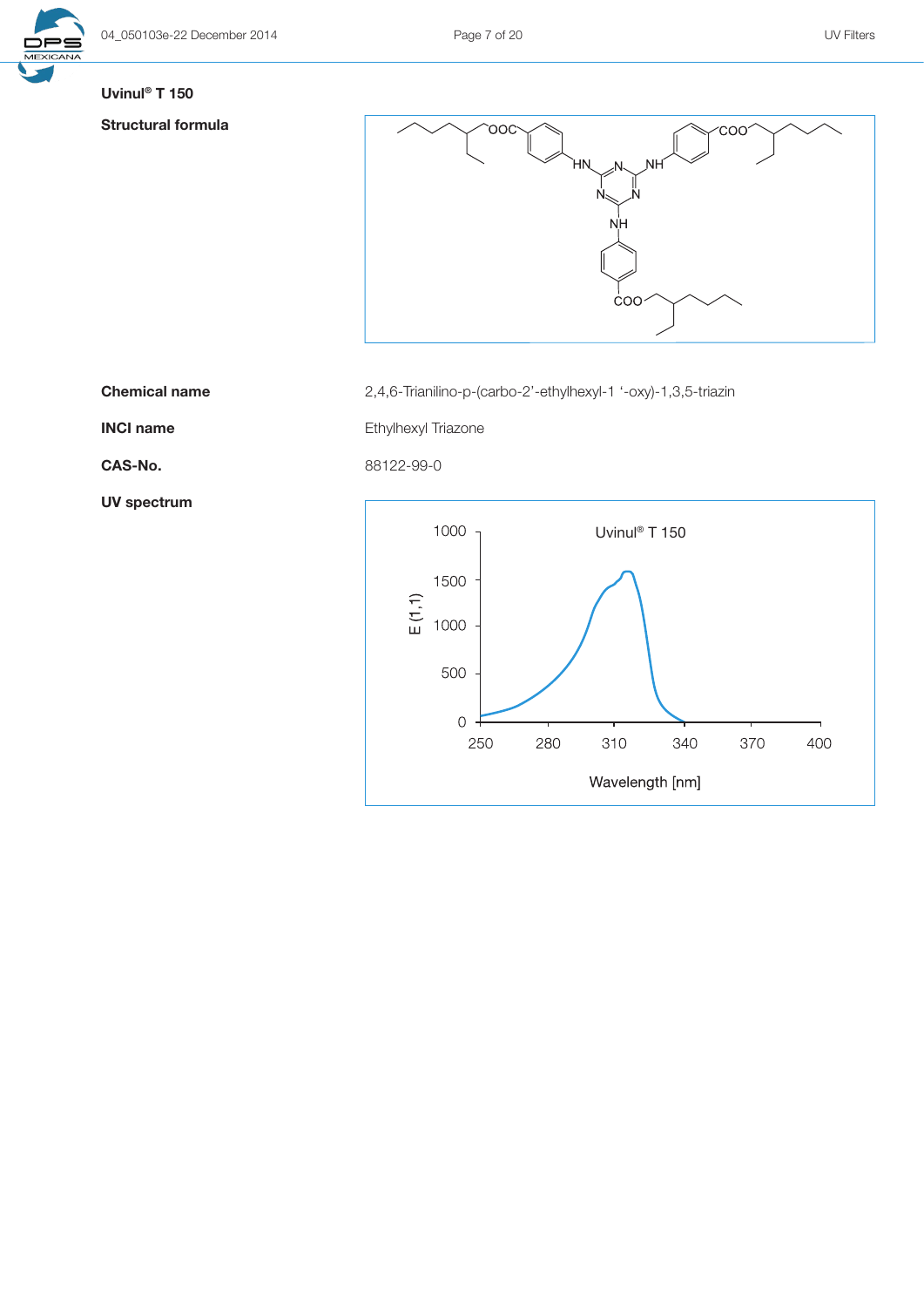## Uvinul® T 150

**Structural formula**

**Chemical name** 2,4,6-Trianilino-p-(carbo-2'-ethylhexyl-1 '-oxy)-1,3,5-triazin

**INCI name** Ethylhexyl Triazone

**CAS-No.** 88122-99-0

**UV spectrum**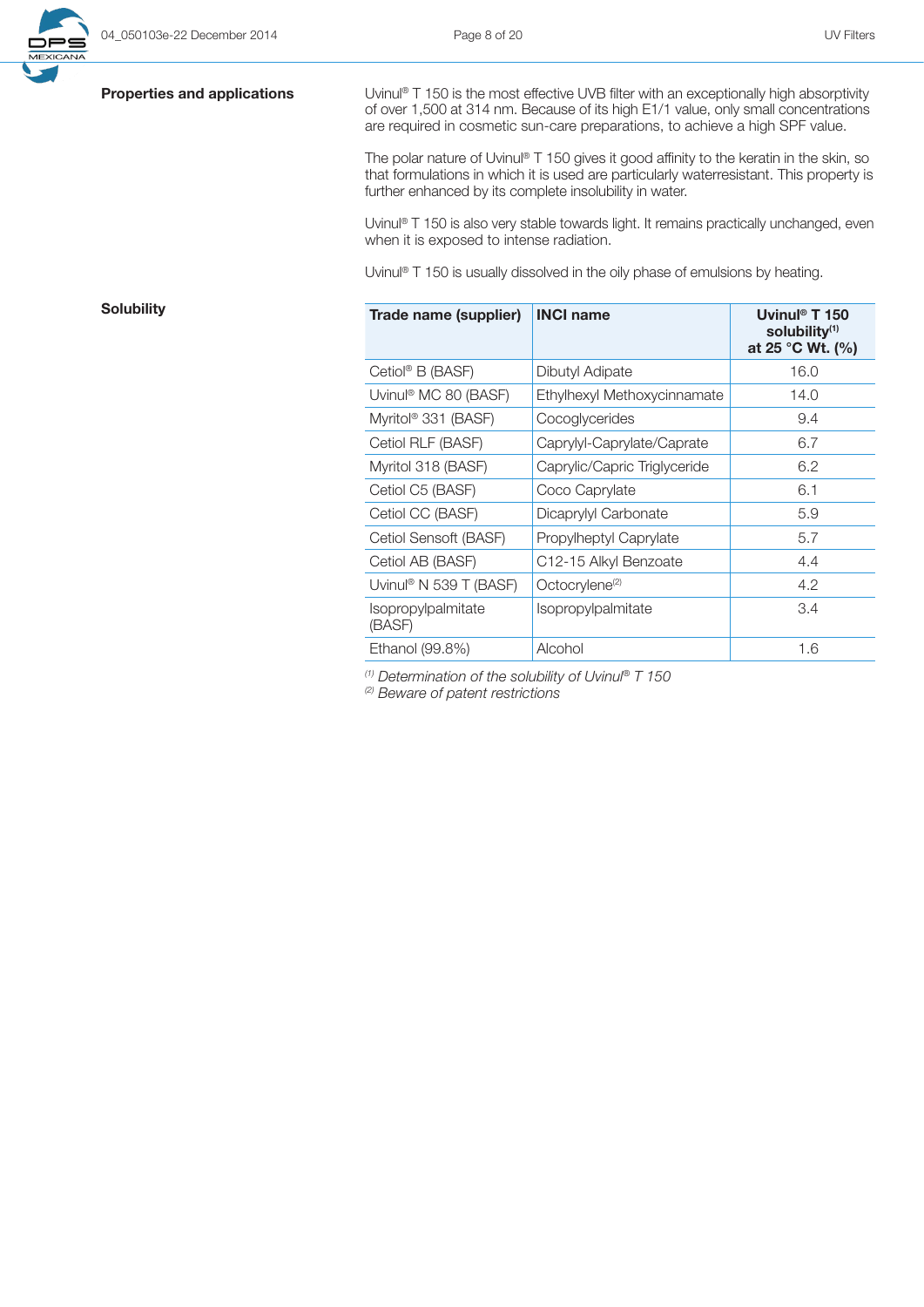## Properties and applications

Uvinul® T 150 is the most effective UVB filter with an exceptionally high absorptivity of over 1,500 at 314 nm. Because of its high E1/1 value, only small concentrations are required in cosmetic sun-care preparations, to achieve a high SPF value.

The polar nature of Uvinul® T 150 gives it good affinity to the keratin in the skin, so that formulations in which it is used are particularly waterresistant. This property is further enhanced by its complete insolubility in water.

Uvinul® T 150 is also very stable towards light. It remains practically unchanged, even when it is exposed to intense radiation.

Uvinul® T 150 is usually dissolved in the oily phase of emulsions by heating.

## Solubility

| Trade name (supplier) | INCI name | Uvinul® T 150 solubility[1] at 25 °C Wt. (%) |
|---|---|---|
| Cetiol® B (BASF) | Dibutyl Adipate | 16.0 |
| Uvinul® MC 80 (BASF) | Ethylhexyl Methoxycinnamate | 14.0 |
| Myritol® 331 (BASF) | Cocoglycerides | 9.4 |
| Cetiol RLF (BASF) | Caprylyl-Caprylate/Caprate | 6.7 |
| Myritol 318 (BASF) | Caprylic/Capric Triglyceride | 6.2 |
| Cetiol C5 (BASF) | Coco Caprylate | 6.1 |
| Cetiol CC (BASF) | Dicaprylyl Carbonate | 5.9 |
| Cetiol Sensoft (BASF) | Propylheptyl Caprylate | 5.7 |
| Cetiol AB (BASF) | C12-15 Alkyl Benzoate | 4.4 |
| Uvinul® N 539 T (BASF) | Octocrylene[2] | 4.2 |
| Isopropylpalmitate (BASF) | Isopropylpalmitate | 3.4 |
| Ethanol (99.8%) | Alcohol | 1.6 |

*[1] Determination of the solubility of Uvinul® T 150*
*[2] Beware of patent restrictions*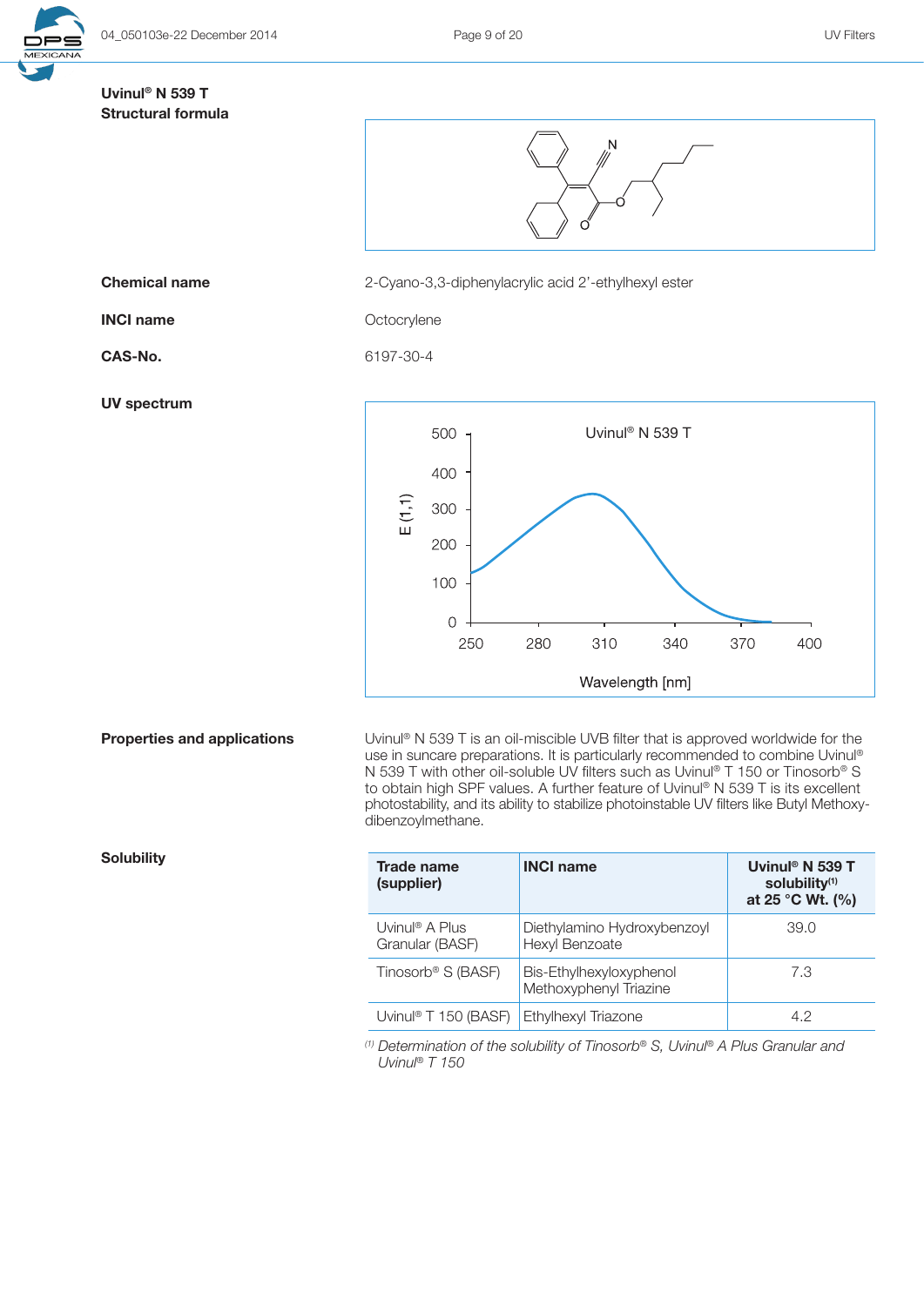## Uvinul® N 539 T

**Structural formula**

**Chemical name**

2-Cyano-3,3-diphenylacrylic acid 2'-ethylhexyl ester

**INCI name**

Octocrylene

**CAS-No.**

6197-30-4

**UV spectrum**

**Properties and applications**

Uvinul® N 539 T is an oil-miscible UVB filter that is approved worldwide for the use in suncare preparations. It is particularly recommended to combine Uvinul® N 539 T with other oil-soluble UV filters such as Uvinul® T 150 or Tinosorb® S to obtain high SPF values. A further feature of Uvinul® N 539 T is its excellent photostability, and its ability to stabilize photoinstable UV filters like Butyl Methoxydibenzoylmethane.

**Solubility**

| Trade name (supplier) | INCI name | Uvinul® N 539 T solubility(1) at 25 °C Wt. (%) |
|---|---|---|
| Uvinul® A Plus Granular (BASF) | Diethylamino Hydroxybenzoyl Hexyl Benzoate | 39.0 |
| Tinosorb® S (BASF) | Bis-Ethylhexyloxyphenol Methoxyphenyl Triazine | 7.3 |
| Uvinul® T 150 (BASF) | Ethylhexyl Triazone | 4.2 |

*(1) Determination of the solubility of Tinosorb® S, Uvinul® A Plus Granular and Uvinul® T 150*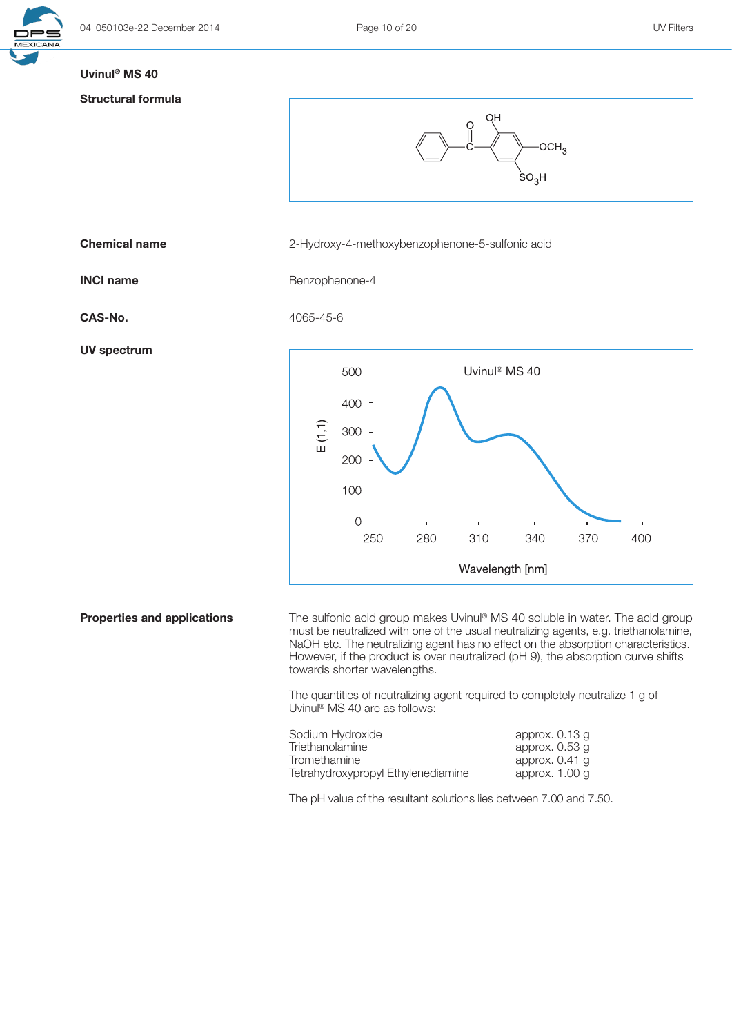## Uvinul® MS 40

**Structural formula**

**Chemical name**

2-Hydroxy-4-methoxybenzophenone-5-sulfonic acid

**INCI name**

Benzophenone-4

**CAS-No.**

4065-45-6

**UV spectrum**

**Properties and applications**

The sulfonic acid group makes Uvinul® MS 40 soluble in water. The acid group must be neutralized with one of the usual neutralizing agents, e.g. triethanolamine, NaOH etc. The neutralizing agent has no effect on the absorption characteristics. However, if the product is over neutralized (pH 9), the absorption curve shifts towards shorter wavelengths.

The quantities of neutralizing agent required to completely neutralize 1 g of Uvinul® MS 40 are as follows:

| | |
|---|---|
| Sodium Hydroxide | approx. 0.13 g |
| Triethanolamine | approx. 0.53 g |
| Tromethamine | approx. 0.41 g |
| Tetrahydroxypropyl Ethylenediamine | approx. 1.00 g |

The pH value of the resultant solutions lies between 7.00 and 7.50.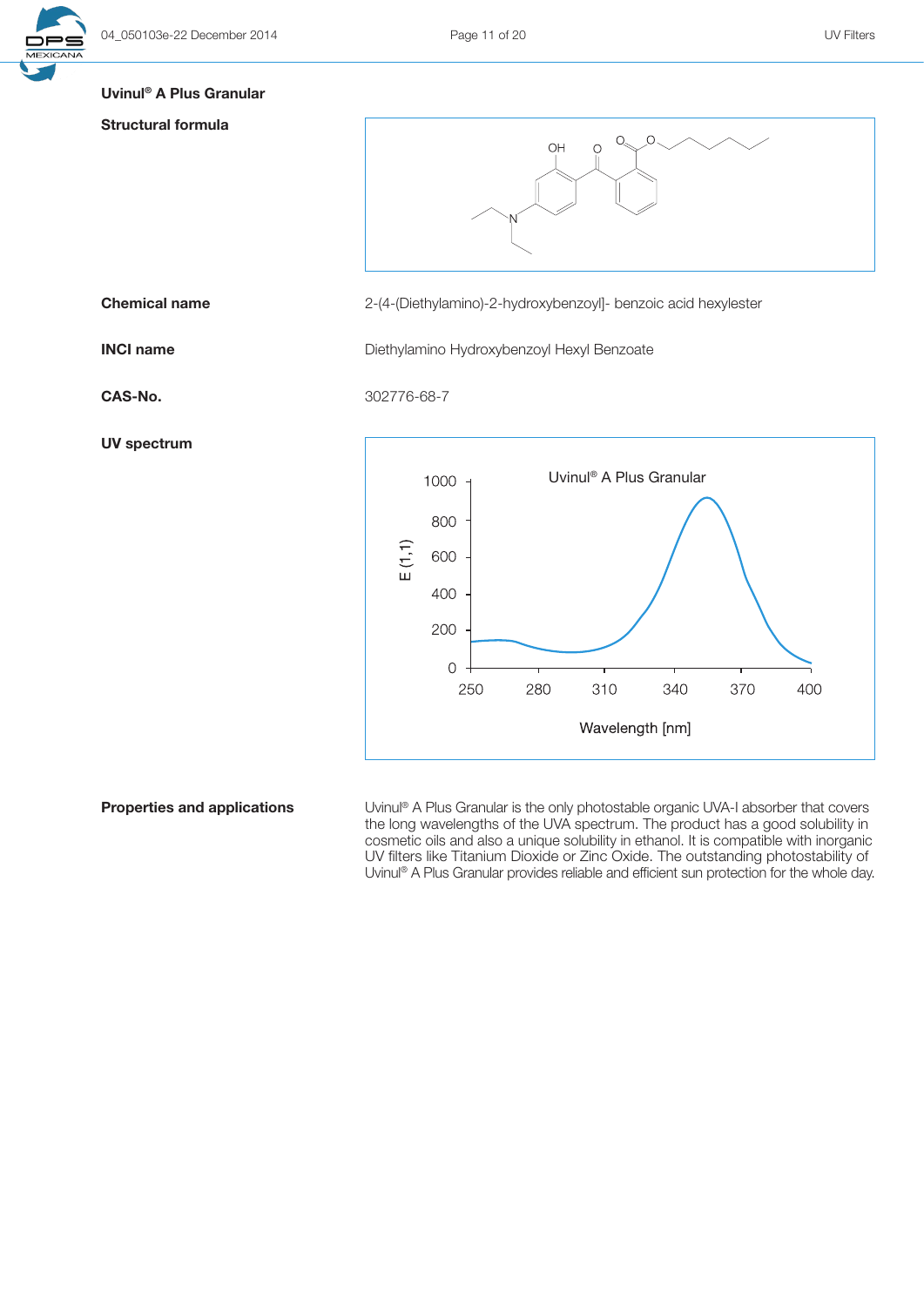## Uvinul® A Plus Granular

**Structural formula**

**Chemical name**

2-(4-(Diethylamino)-2-hydroxybenzoyl]- benzoic acid hexylester

**INCI name**

Diethylamino Hydroxybenzoyl Hexyl Benzoate

**CAS-No.**

302776-68-7

**UV spectrum**

**Properties and applications**

Uvinul® A Plus Granular is the only photostable organic UVA-I absorber that covers the long wavelengths of the UVA spectrum. The product has a good solubility in cosmetic oils and also a unique solubility in ethanol. It is compatible with inorganic UV filters like Titanium Dioxide or Zinc Oxide. The outstanding photostability of Uvinul® A Plus Granular provides reliable and efficient sun protection for the whole day.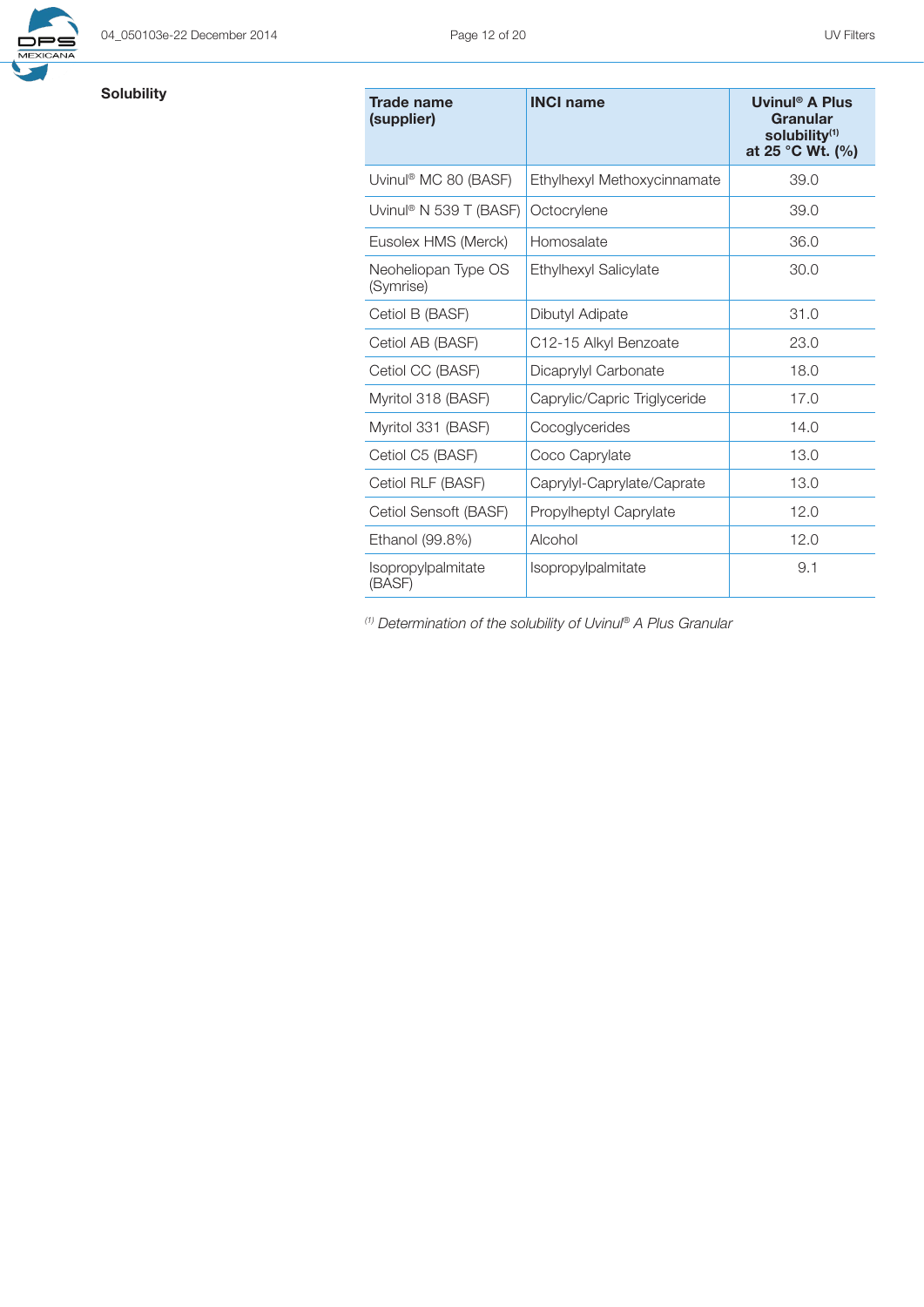## Solubility

| Trade name (supplier) | INCI name | Uvinul® A Plus Granular solubility[1] at 25 °C Wt. (%) |
|---|---|---|
| Uvinul® MC 80 (BASF) | Ethylhexyl Methoxycinnamate | 39.0 |
| Uvinul® N 539 T (BASF) | Octocrylene | 39.0 |
| Eusolex HMS (Merck) | Homosalate | 36.0 |
| Neoheliopan Type OS (Symrise) | Ethylhexyl Salicylate | 30.0 |
| Cetiol B (BASF) | Dibutyl Adipate | 31.0 |
| Cetiol AB (BASF) | C12-15 Alkyl Benzoate | 23.0 |
| Cetiol CC (BASF) | Dicaprylyl Carbonate | 18.0 |
| Myritol 318 (BASF) | Caprylic/Capric Triglyceride | 17.0 |
| Myritol 331 (BASF) | Cocoglycerides | 14.0 |
| Cetiol C5 (BASF) | Coco Caprylate | 13.0 |
| Cetiol RLF (BASF) | Caprylyl-Caprylate/Caprate | 13.0 |
| Cetiol Sensoft (BASF) | Propylheptyl Caprylate | 12.0 |
| Ethanol (99.8%) | Alcohol | 12.0 |
| Isopropylpalmitate (BASF) | Isopropylpalmitate | 9.1 |

[1] *Determination of the solubility of Uvinul® A Plus Granular*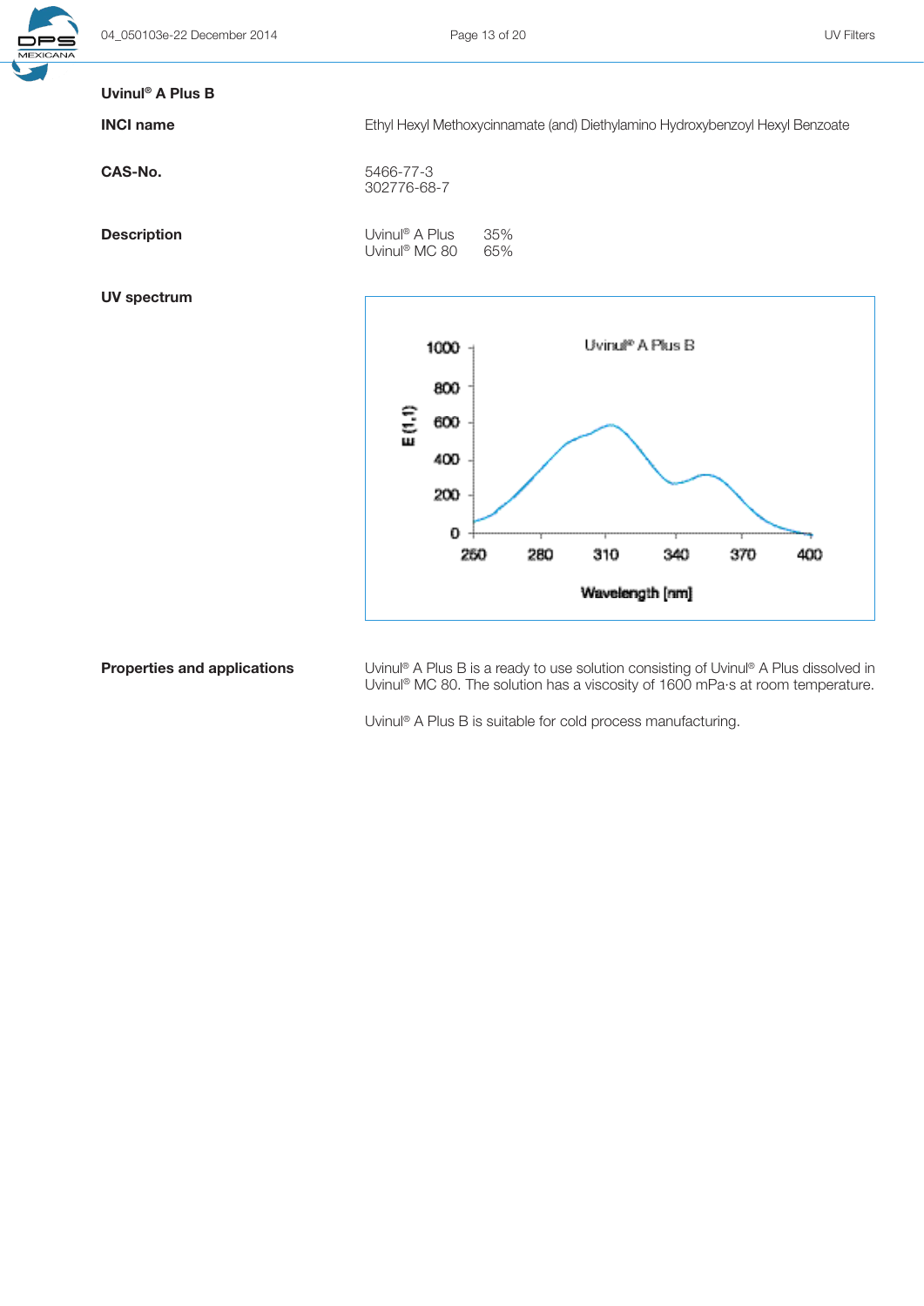## Uvinul® A Plus B

**INCI name**

Ethyl Hexyl Methoxycinnamate (and) Diethylamino Hydroxybenzoyl Hexyl Benzoate

**CAS-No.**

5466-77-3
302776-68-7

**Description**

| | |
|---|---|
| Uvinul® A Plus | 35% |
| Uvinul® MC 80 | 65% |

**UV spectrum**

**Properties and applications**

Uvinul® A Plus B is a ready to use solution consisting of Uvinul® A Plus dissolved in Uvinul® MC 80. The solution has a viscosity of 1600 mPa·s at room temperature.

Uvinul® A Plus B is suitable for cold process manufacturing.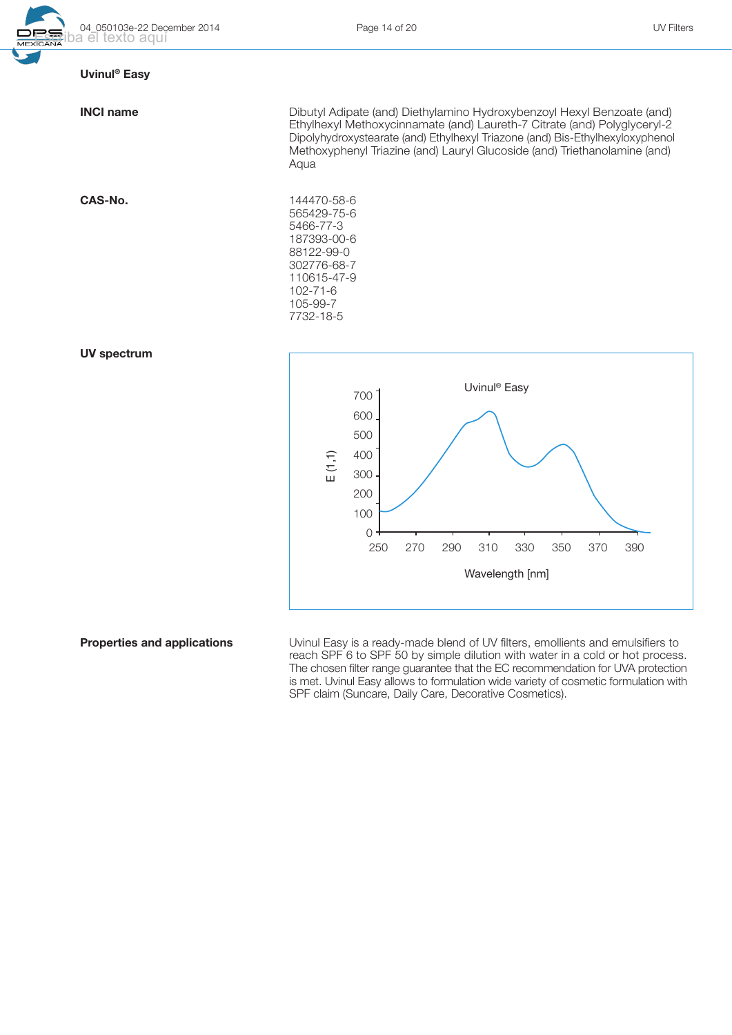## Uvinul® Easy

**INCI name**

Dibutyl Adipate (and) Diethylamino Hydroxybenzoyl Hexyl Benzoate (and) Ethylhexyl Methoxycinnamate (and) Laureth-7 Citrate (and) Polyglyceryl-2 Dipolyhydroxystearate (and) Ethylhexyl Triazone (and) Bis-Ethylhexyloxyphenol Methoxyphenyl Triazine (and) Lauryl Glucoside (and) Triethanolamine (and) Aqua

**CAS-No.**

144470-58-6
565429-75-6
5466-77-3
187393-00-6
88122-99-0
302776-68-7
110615-47-9
102-71-6
105-99-7
7732-18-5

**UV spectrum**

**Properties and applications**

Uvinul Easy is a ready-made blend of UV filters, emollients and emulsifiers to reach SPF 6 to SPF 50 by simple dilution with water in a cold or hot process. The chosen filter range guarantee that the EC recommendation for UVA protection is met. Uvinul Easy allows to formulation wide variety of cosmetic formulation with SPF claim (Suncare, Daily Care, Decorative Cosmetics).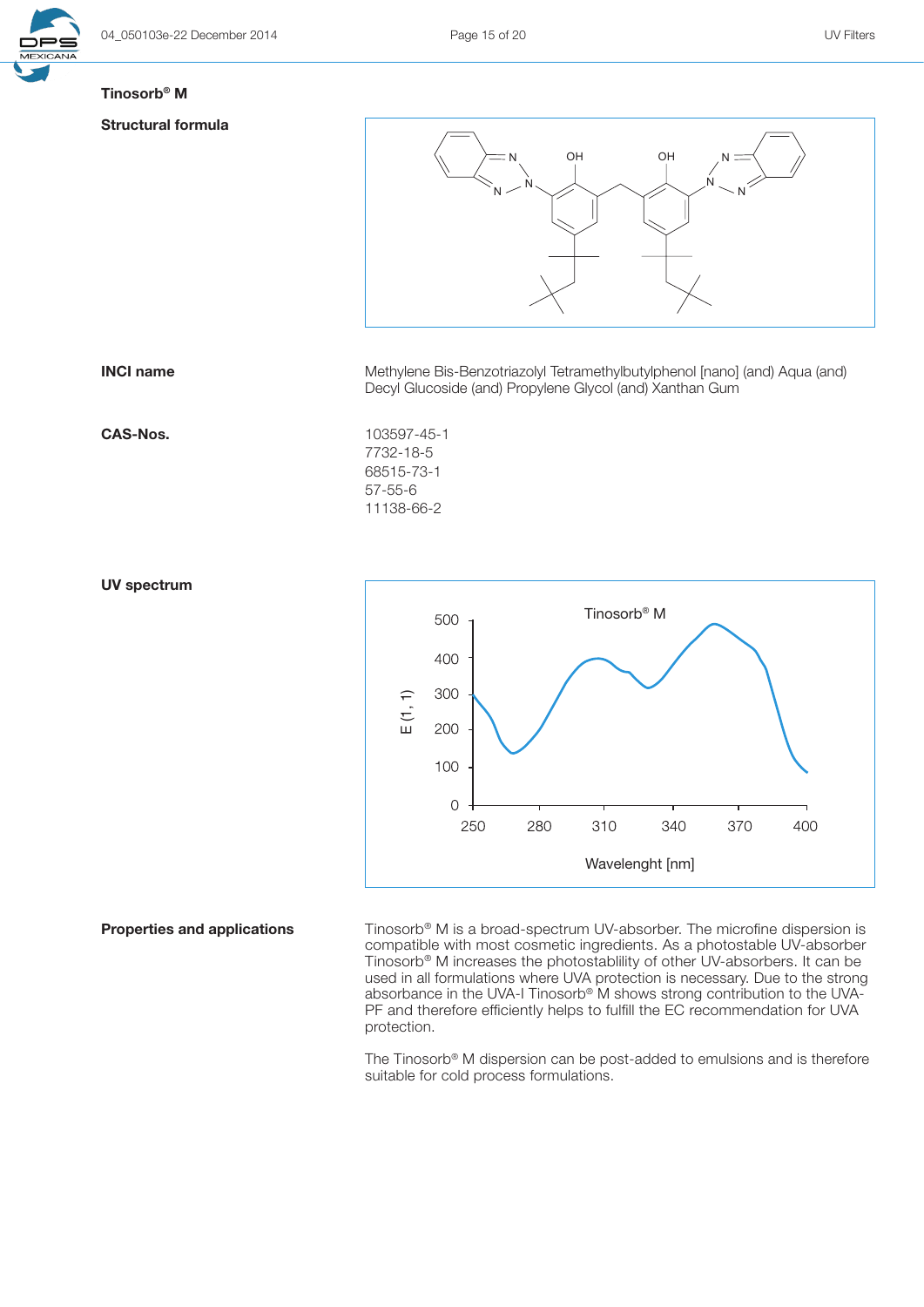## Tinosorb® M

**Structural formula**

**INCI name**

Methylene Bis-Benzotriazolyl Tetramethylbutylphenol [nano] (and) Aqua (and) Decyl Glucoside (and) Propylene Glycol (and) Xanthan Gum

**CAS-Nos.**

103597-45-1
7732-18-5
68515-73-1
57-55-6
11138-66-2

**UV spectrum**

**Properties and applications**

Tinosorb® M is a broad-spectrum UV-absorber. The microfine dispersion is compatible with most cosmetic ingredients. As a photostable UV-absorber Tinosorb® M increases the photostablility of other UV-absorbers. It can be used in all formulations where UVA protection is necessary. Due to the strong absorbance in the UVA-I Tinosorb® M shows strong contribution to the UVA-PF and therefore efficiently helps to fulfill the EC recommendation for UVA protection.

The Tinosorb® M dispersion can be post-added to emulsions and is therefore suitable for cold process formulations.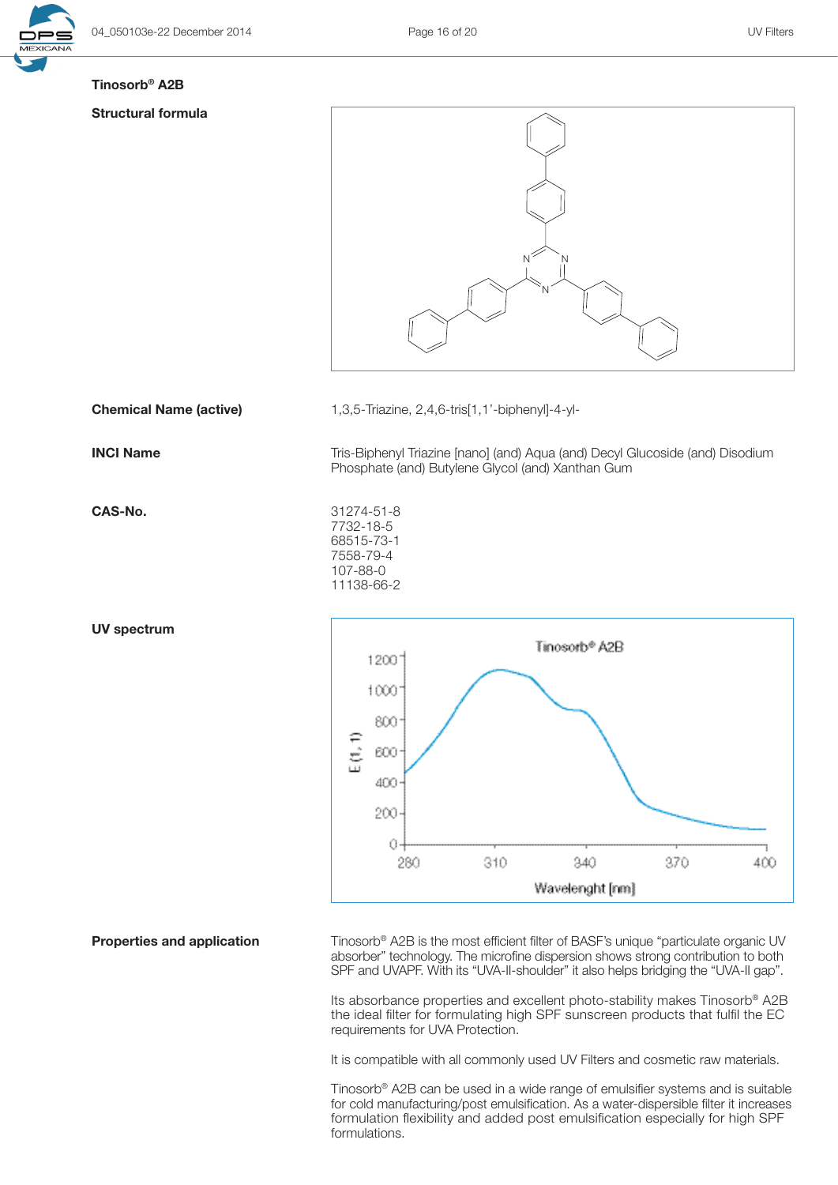## Tinosorb® A2B

**Structural formula**

**Chemical Name (active)**

1,3,5-Triazine, 2,4,6-tris[1,1'-biphenyl]-4-yl-

**INCI Name**

Tris-Biphenyl Triazine [nano] (and) Aqua (and) Decyl Glucoside (and) Disodium Phosphate (and) Butylene Glycol (and) Xanthan Gum

**CAS-No.**

31274-51-8
7732-18-5
68515-73-1
7558-79-4
107-88-0
11138-66-2

**UV spectrum**

**Properties and application**

Tinosorb® A2B is the most efficient filter of BASF's unique "particulate organic UV absorber" technology. The microfine dispersion shows strong contribution to both SPF and UVAPF. With its "UVA-II-shoulder" it also helps bridging the "UVA-II gap".

Its absorbance properties and excellent photo-stability makes Tinosorb® A2B the ideal filter for formulating high SPF sunscreen products that fulfil the EC requirements for UVA Protection.

It is compatible with all commonly used UV Filters and cosmetic raw materials.

Tinosorb® A2B can be used in a wide range of emulsifier systems and is suitable for cold manufacturing/post emulsification. As a water-dispersible filter it increases formulation flexibility and added post emulsification especially for high SPF formulations.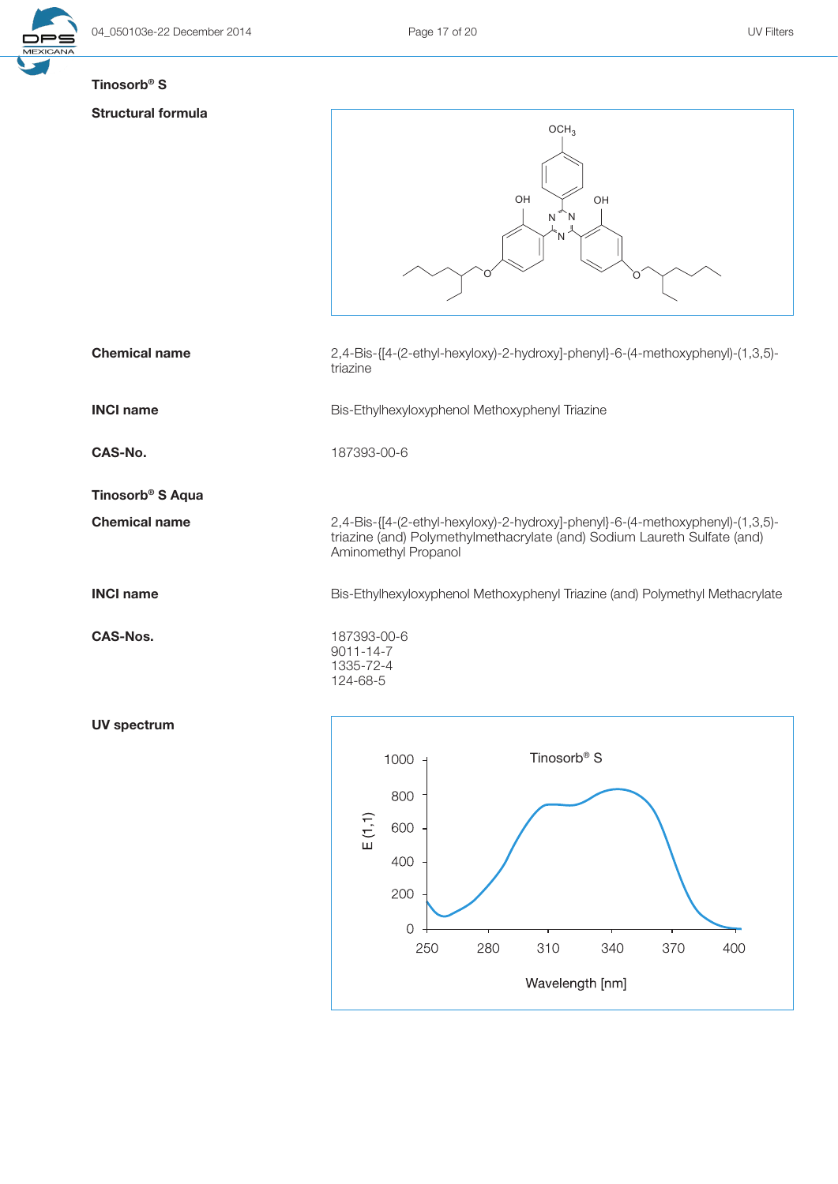**Tinosorb® S**

| | |
|---|---|
| **Structural formula** | |
| **Chemical name** | 2,4-Bis-{[4-(2-ethyl-hexyloxy)-2-hydroxy]-phenyl}-6-(4-methoxyphenyl)-(1,3,5)-triazine |
| **INCI name** | Bis-Ethylhexyloxyphenol Methoxyphenyl Triazine |
| **CAS-No.** | 187393-00-6 |

**Tinosorb® S Aqua**

| | |
|---|---|
| **Chemical name** | 2,4-Bis-{[4-(2-ethyl-hexyloxy)-2-hydroxy]-phenyl}-6-(4-methoxyphenyl)-(1,3,5)-triazine (and) Polymethylmethacrylate (and) Sodium Laureth Sulfate (and) Aminomethyl Propanol |
| **INCI name** | Bis-Ethylhexyloxyphenol Methoxyphenyl Triazine (and) Polymethyl Methacrylate |
| **CAS-Nos.** | 187393-00-6<br>9011-14-7<br>1335-72-4<br>124-68-5 |
| **UV spectrum** | |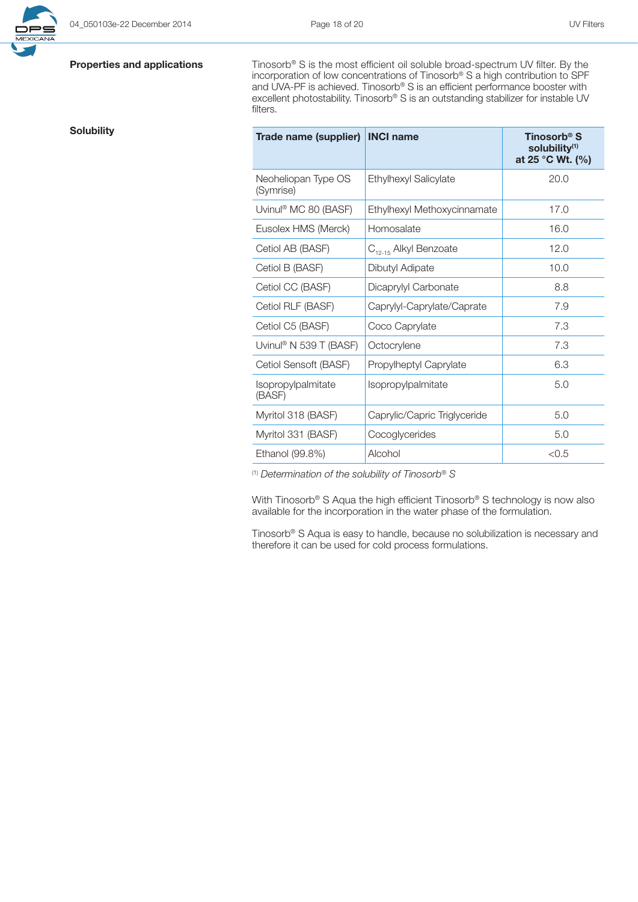## Properties and applications

Tinosorb® S is the most efficient oil soluble broad-spectrum UV filter. By the incorporation of low concentrations of Tinosorb® S a high contribution to SPF and UVA-PF is achieved. Tinosorb® S is an efficient performance booster with excellent photostability. Tinosorb® S is an outstanding stabilizer for instable UV filters.

## Solubility

| Trade name (supplier) | INCI name | Tinosorb® S solubility[1] at 25 °C Wt. (%) |
|---|---|---|
| Neoheliopan Type OS (Symrise) | Ethylhexyl Salicylate | 20.0 |
| Uvinul® MC 80 (BASF) | Ethylhexyl Methoxycinnamate | 17.0 |
| Eusolex HMS (Merck) | Homosalate | 16.0 |
| Cetiol AB (BASF) | $C_{12-15}$ Alkyl Benzoate | 12.0 |
| Cetiol B (BASF) | Dibutyl Adipate | 10.0 |
| Cetiol CC (BASF) | Dicaprylyl Carbonate | 8.8 |
| Cetiol RLF (BASF) | Caprylyl-Caprylate/Caprate | 7.9 |
| Cetiol C5 (BASF) | Coco Caprylate | 7.3 |
| Uvinul® N 539 T (BASF) | Octocrylene | 7.3 |
| Cetiol Sensoft (BASF) | Propylheptyl Caprylate | 6.3 |
| Isopropylpalmitate (BASF) | Isopropylpalmitate | 5.0 |
| Myritol 318 (BASF) | Caprylic/Capric Triglyceride | 5.0 |
| Myritol 331 (BASF) | Cocoglycerides | 5.0 |
| Ethanol (99.8%) | Alcohol | <0.5 |

[1] *Determination of the solubility of Tinosorb® S*

With Tinosorb® S Aqua the high efficient Tinosorb® S technology is now also available for the incorporation in the water phase of the formulation.

Tinosorb® S Aqua is easy to handle, because no solubilization is necessary and therefore it can be used for cold process formulations.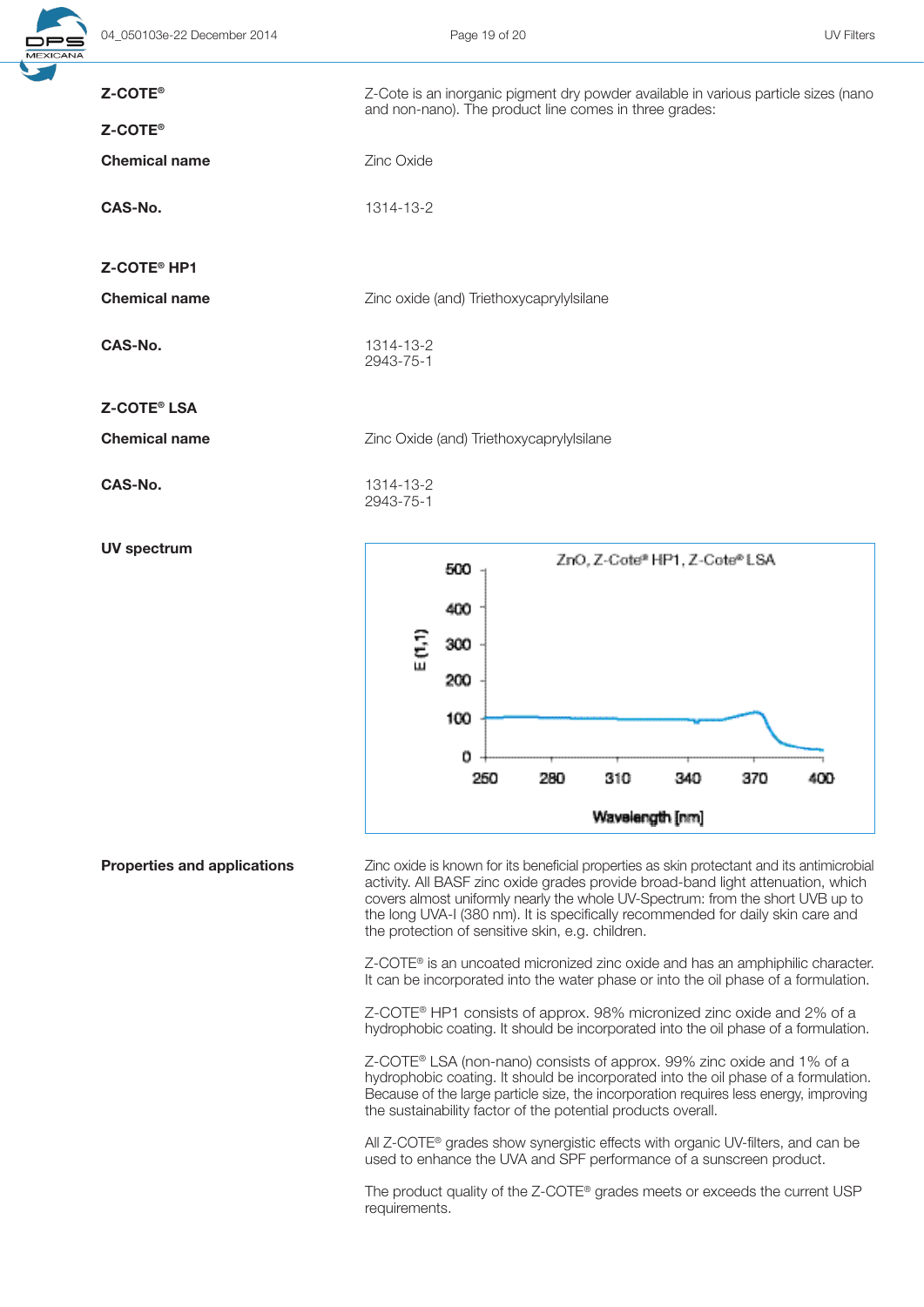**Z-COTE®**

**Z-COTE®**

Z-Cote is an inorganic pigment dry powder available in various particle sizes (nano and non-nano). The product line comes in three grades:

| | |
|---|---|
| **Chemical name** | Zinc Oxide |
| **CAS-No.** | 1314-13-2 |

**Z-COTE® HP1**

| | |
|---|---|
| **Chemical name** | Zinc oxide (and) Triethoxycaprylylsilane |
| **CAS-No.** | 1314-13-2<br>2943-75-1 |

**Z-COTE® LSA**

| | |
|---|---|
| **Chemical name** | Zinc Oxide (and) Triethoxycaprylylsilane |
| **CAS-No.** | 1314-13-2<br>2943-75-1 |

**UV spectrum**

ZnO, Z-Cote® HP1, Z-Cote® LSA

E (1,1)

Wavelength [nm]

**Properties and applications**

Zinc oxide is known for its beneficial properties as skin protectant and its antimicrobial activity. All BASF zinc oxide grades provide broad-band light attenuation, which covers almost uniformly nearly the whole UV-Spectrum: from the short UVB up to the long UVA-I (380 nm). It is specifically recommended for daily skin care and the protection of sensitive skin, e.g. children.

Z-COTE® is an uncoated micronized zinc oxide and has an amphiphilic character. It can be incorporated into the water phase or into the oil phase of a formulation.

Z-COTE® HP1 consists of approx. 98% micronized zinc oxide and 2% of a hydrophobic coating. It should be incorporated into the oil phase of a formulation.

Z-COTE® LSA (non-nano) consists of approx. 99% zinc oxide and 1% of a hydrophobic coating. It should be incorporated into the oil phase of a formulation. Because of the large particle size, the incorporation requires less energy, improving the sustainability factor of the potential products overall.

All Z-COTE® grades show synergistic effects with organic UV-filters, and can be used to enhance the UVA and SPF performance of a sunscreen product.

The product quality of the Z-COTE® grades meets or exceeds the current USP requirements.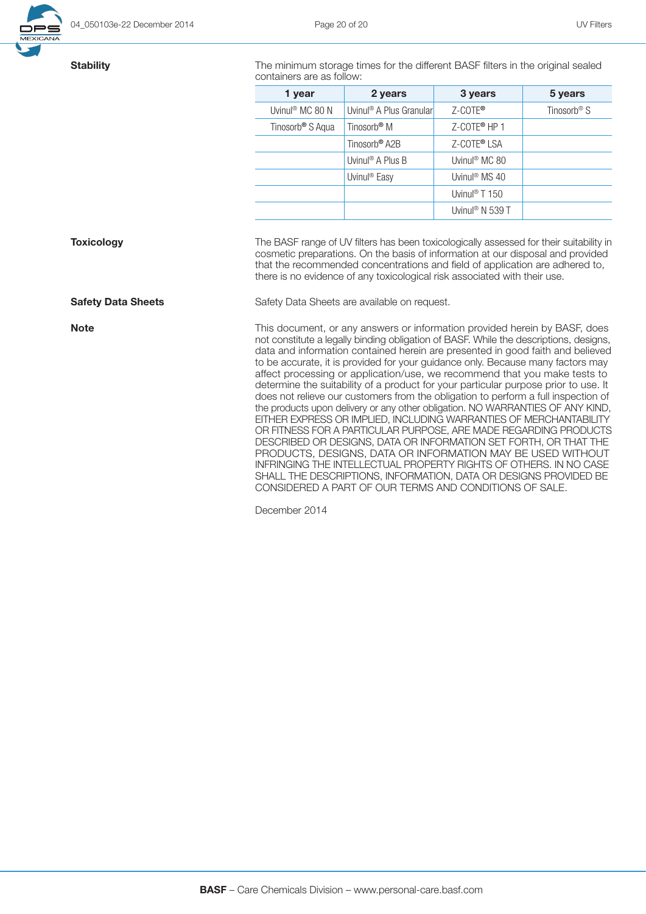**Stability**

The minimum storage times for the different BASF filters in the original sealed containers are as follow:

| 1 year | 2 years | 3 years | 5 years |
|---|---|---|---|
| Uvinul® MC 80 N | Uvinul® A Plus Granular | Z-COTE® | Tinosorb® S |
| Tinosorb® S Aqua | Tinosorb® M | Z-COTE® HP 1 | |
| | Tinosorb® A2B | Z-COTE® LSA | |
| | Uvinul® A Plus B | Uvinul® MC 80 | |
| | Uvinul® Easy | Uvinul® MS 40 | |
| | | Uvinul® T 150 | |
| | | Uvinul® N 539 T | |

**Toxicology**

The BASF range of UV filters has been toxicologically assessed for their suitability in cosmetic preparations. On the basis of information at our disposal and provided that the recommended concentrations and field of application are adhered to, there is no evidence of any toxicological risk associated with their use.

**Safety Data Sheets**

Safety Data Sheets are available on request.

**Note**

This document, or any answers or information provided herein by BASF, does not constitute a legally binding obligation of BASF. While the descriptions, designs, data and information contained herein are presented in good faith and believed to be accurate, it is provided for your guidance only. Because many factors may affect processing or application/use, we recommend that you make tests to determine the suitability of a product for your particular purpose prior to use. It does not relieve our customers from the obligation to perform a full inspection of the products upon delivery or any other obligation. NO WARRANTIES OF ANY KIND, EITHER EXPRESS OR IMPLIED, INCLUDING WARRANTIES OF MERCHANTABILITY OR FITNESS FOR A PARTICULAR PURPOSE, ARE MADE REGARDING PRODUCTS DESCRIBED OR DESIGNS, DATA OR INFORMATION SET FORTH, OR THAT THE PRODUCTS, DESIGNS, DATA OR INFORMATION MAY BE USED WITHOUT INFRINGING THE INTELLECTUAL PROPERTY RIGHTS OF OTHERS. IN NO CASE SHALL THE DESCRIPTIONS, INFORMATION, DATA OR DESIGNS PROVIDED BE CONSIDERED A PART OF OUR TERMS AND CONDITIONS OF SALE.

December 2014